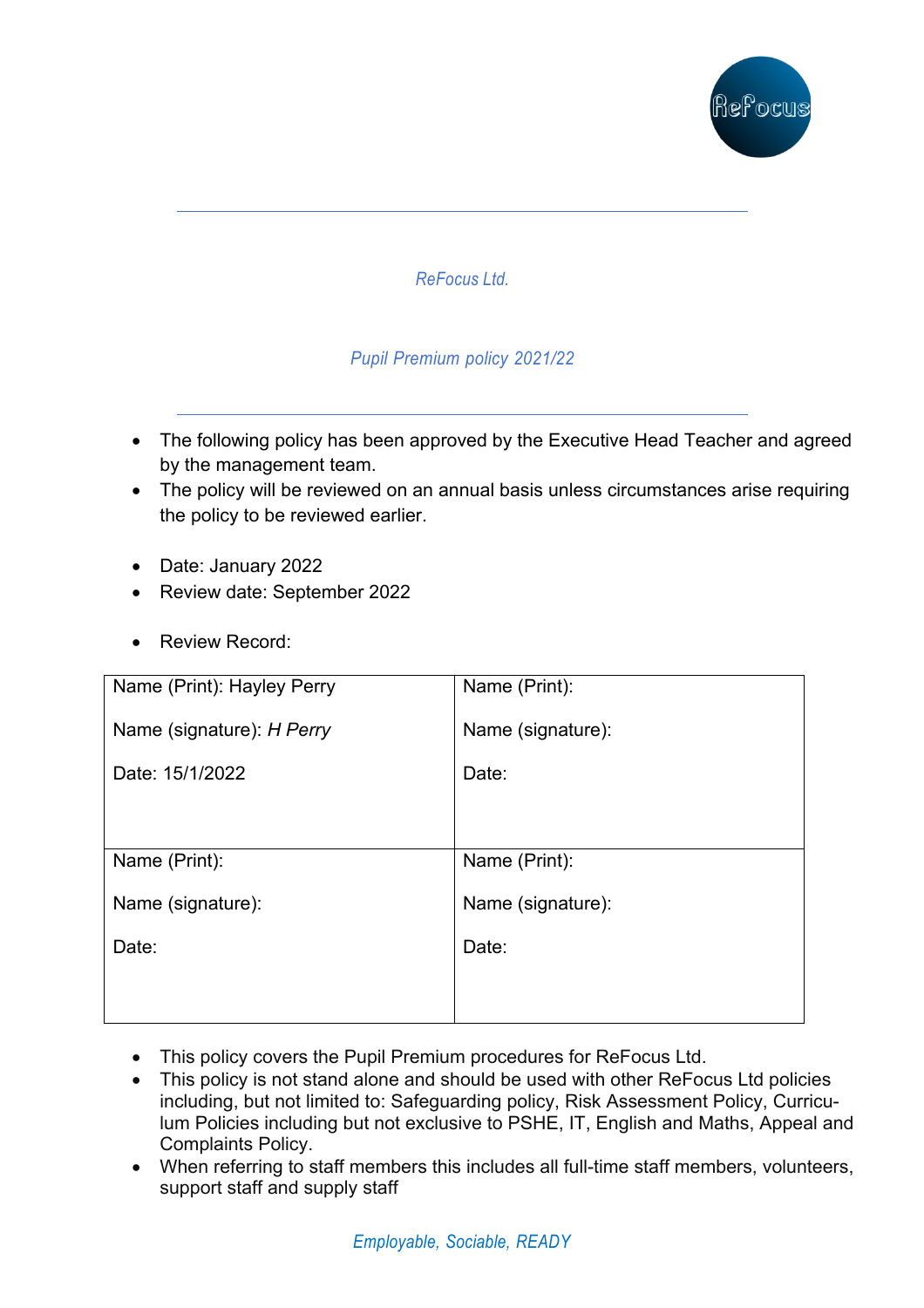*ReFocus Ltd.*

*Pupil Premium policy 2021/22*

- The following policy has been approved by the Executive Head Teacher and agreed by the management team.
- The policy will be reviewed on an annual basis unless circumstances arise requiring the policy to be reviewed earlier.

- Date: January 2022
- Review date: September 2022

- Review Record:

| | |
|---|---|
| Name (Print): Hayley Perry<br><br>Name (signature): *H Perry*<br><br>Date: 15/1/2022 | Name (Print):<br><br>Name (signature):<br><br>Date: |
| Name (Print):<br><br>Name (signature):<br><br>Date: | Name (Print):<br><br>Name (signature):<br><br>Date: |

- This policy covers the Pupil Premium procedures for ReFocus Ltd.
- This policy is not stand alone and should be used with other ReFocus Ltd policies including, but not limited to: Safeguarding policy, Risk Assessment Policy, Curriculum Policies including but not exclusive to PSHE, IT, English and Maths, Appeal and Complaints Policy.
- When referring to staff members this includes all full-time staff members, volunteers, support staff and supply staff

*Employable, Sociable, READY*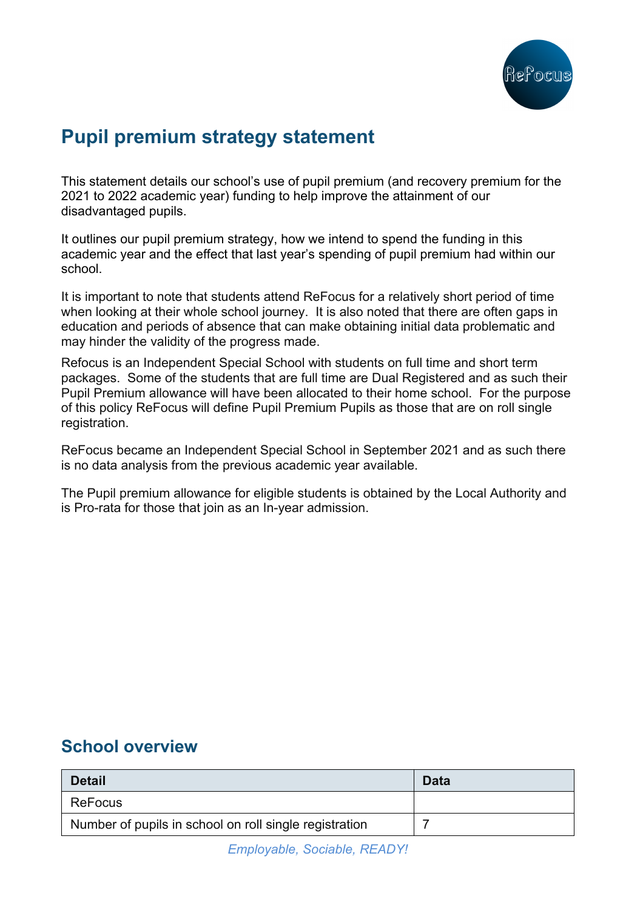# Pupil premium strategy statement

This statement details our school's use of pupil premium (and recovery premium for the 2021 to 2022 academic year) funding to help improve the attainment of our disadvantaged pupils.

It outlines our pupil premium strategy, how we intend to spend the funding in this academic year and the effect that last year's spending of pupil premium had within our school.

It is important to note that students attend ReFocus for a relatively short period of time when looking at their whole school journey. It is also noted that there are often gaps in education and periods of absence that can make obtaining initial data problematic and may hinder the validity of the progress made.

Refocus is an Independent Special School with students on full time and short term packages. Some of the students that are full time are Dual Registered and as such their Pupil Premium allowance will have been allocated to their home school. For the purpose of this policy ReFocus will define Pupil Premium Pupils as those that are on roll single registration.

ReFocus became an Independent Special School in September 2021 and as such there is no data analysis from the previous academic year available.

The Pupil premium allowance for eligible students is obtained by the Local Authority and is Pro-rata for those that join as an In-year admission.

## School overview

| Detail | Data |
|---|---|
| ReFocus | |
| Number of pupils in school on roll single registration | 7 |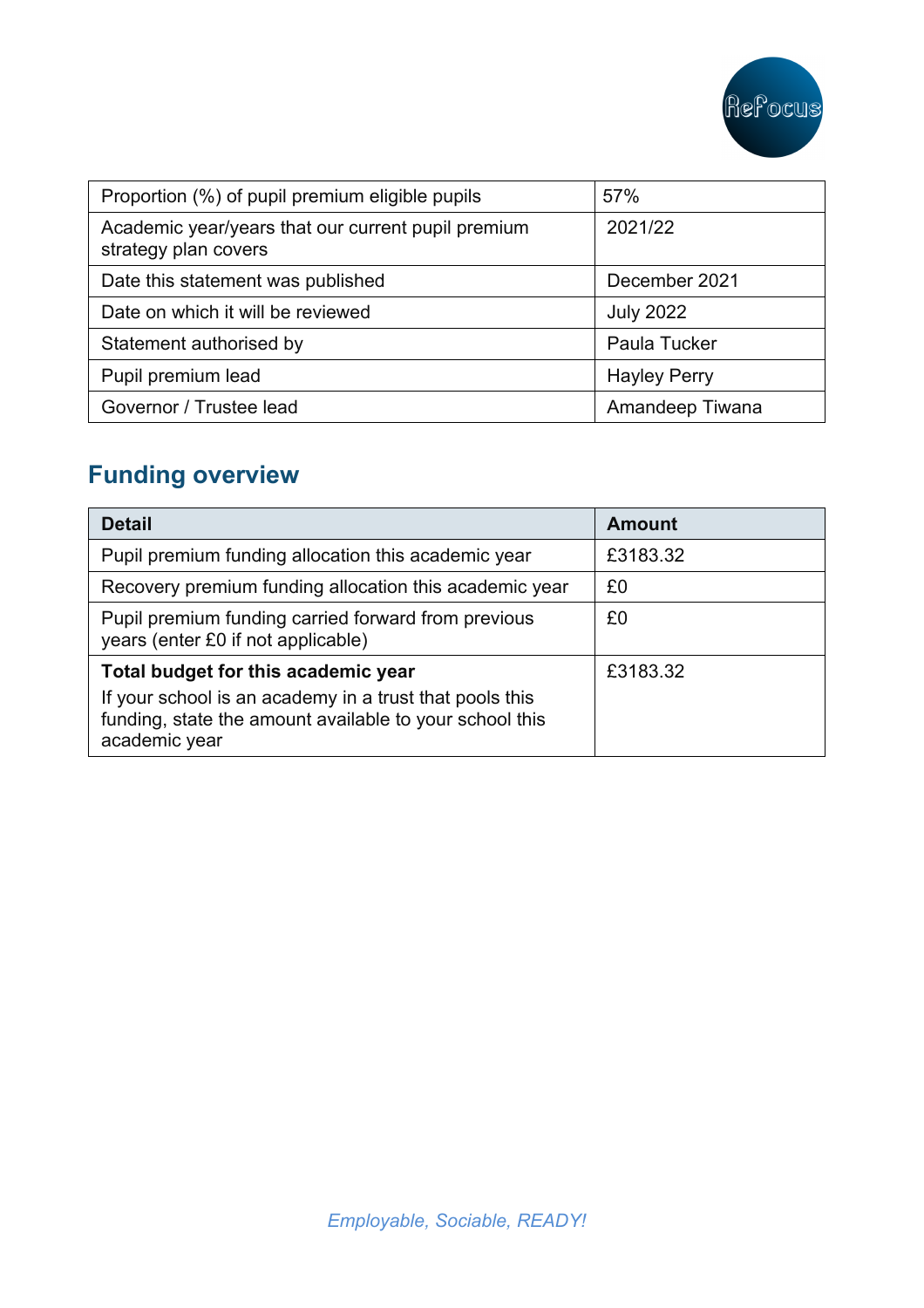| Proportion (%) of pupil premium eligible pupils | 57% |
| --- | --- |
| Academic year/years that our current pupil premium strategy plan covers | 2021/22 |
| Date this statement was published | December 2021 |
| Date on which it will be reviewed | July 2022 |
| Statement authorised by | Paula Tucker |
| Pupil premium lead | Hayley Perry |
| Governor / Trustee lead | Amandeep Tiwana |

## Funding overview

| Detail | Amount |
| --- | --- |
| Pupil premium funding allocation this academic year | £3183.32 |
| Recovery premium funding allocation this academic year | £0 |
| Pupil premium funding carried forward from previous years (enter £0 if not applicable) | £0 |
| **Total budget for this academic year**<br>If your school is an academy in a trust that pools this funding, state the amount available to your school this academic year | £3183.32 |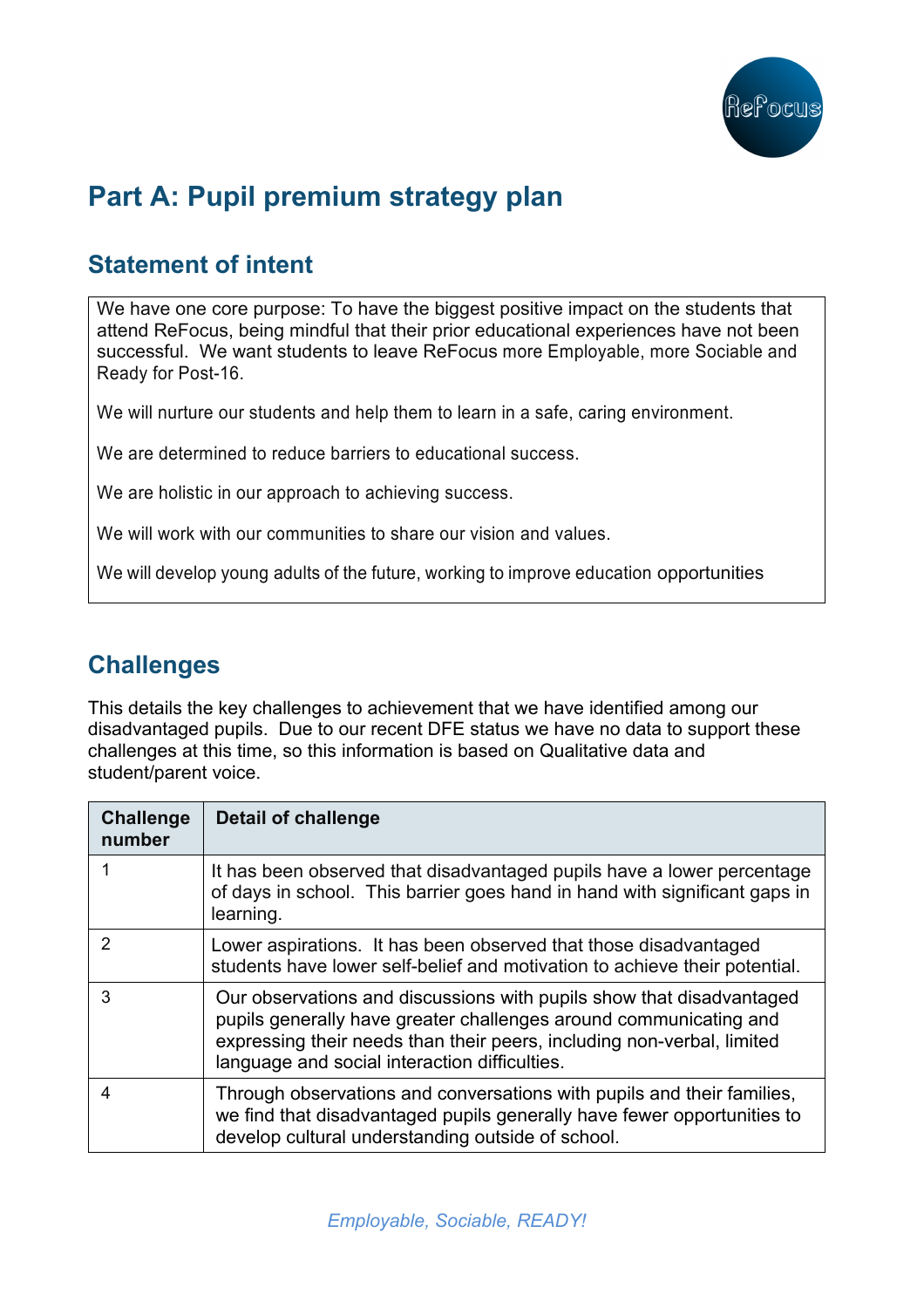# Part A: Pupil premium strategy plan

## Statement of intent

We have one core purpose: To have the biggest positive impact on the students that attend ReFocus, being mindful that their prior educational experiences have not been successful. We want students to leave ReFocus more Employable, more Sociable and Ready for Post-16.

We will nurture our students and help them to learn in a safe, caring environment.

We are determined to reduce barriers to educational success.

We are holistic in our approach to achieving success.

We will work with our communities to share our vision and values.

We will develop young adults of the future, working to improve education opportunities

## Challenges

This details the key challenges to achievement that we have identified among our disadvantaged pupils. Due to our recent DFE status we have no data to support these challenges at this time, so this information is based on Qualitative data and student/parent voice.

| Challenge number | Detail of challenge |
|---|---|
| 1 | It has been observed that disadvantaged pupils have a lower percentage of days in school. This barrier goes hand in hand with significant gaps in learning. |
| 2 | Lower aspirations. It has been observed that those disadvantaged students have lower self-belief and motivation to achieve their potential. |
| 3 | Our observations and discussions with pupils show that disadvantaged pupils generally have greater challenges around communicating and expressing their needs than their peers, including non-verbal, limited language and social interaction difficulties. |
| 4 | Through observations and conversations with pupils and their families, we find that disadvantaged pupils generally have fewer opportunities to develop cultural understanding outside of school. |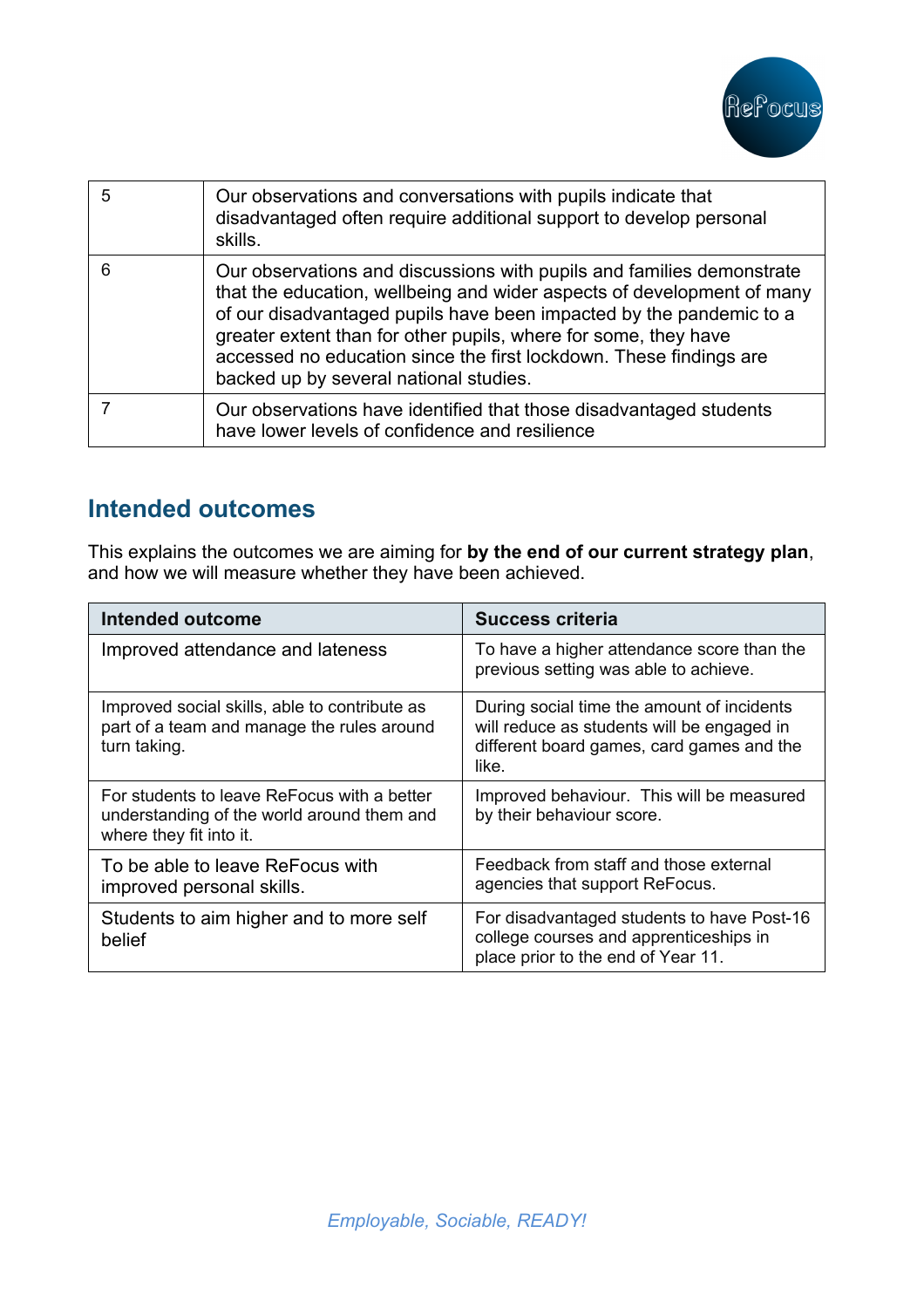| 5 | Our observations and conversations with pupils indicate that disadvantaged often require additional support to develop personal skills. |
|---|---|
| 6 | Our observations and discussions with pupils and families demonstrate that the education, wellbeing and wider aspects of development of many of our disadvantaged pupils have been impacted by the pandemic to a greater extent than for other pupils, where for some, they have accessed no education since the first lockdown. These findings are backed up by several national studies. |
| 7 | Our observations have identified that those disadvantaged students have lower levels of confidence and resilience |

## Intended outcomes

This explains the outcomes we are aiming for **by the end of our current strategy plan**, and how we will measure whether they have been achieved.

| Intended outcome | Success criteria |
|---|---|
| Improved attendance and lateness | To have a higher attendance score than the previous setting was able to achieve. |
| Improved social skills, able to contribute as part of a team and manage the rules around turn taking. | During social time the amount of incidents will reduce as students will be engaged in different board games, card games and the like. |
| For students to leave ReFocus with a better understanding of the world around them and where they fit into it. | Improved behaviour. This will be measured by their behaviour score. |
| To be able to leave ReFocus with improved personal skills. | Feedback from staff and those external agencies that support ReFocus. |
| Students to aim higher and to more self belief | For disadvantaged students to have Post-16 college courses and apprenticeships in place prior to the end of Year 11. |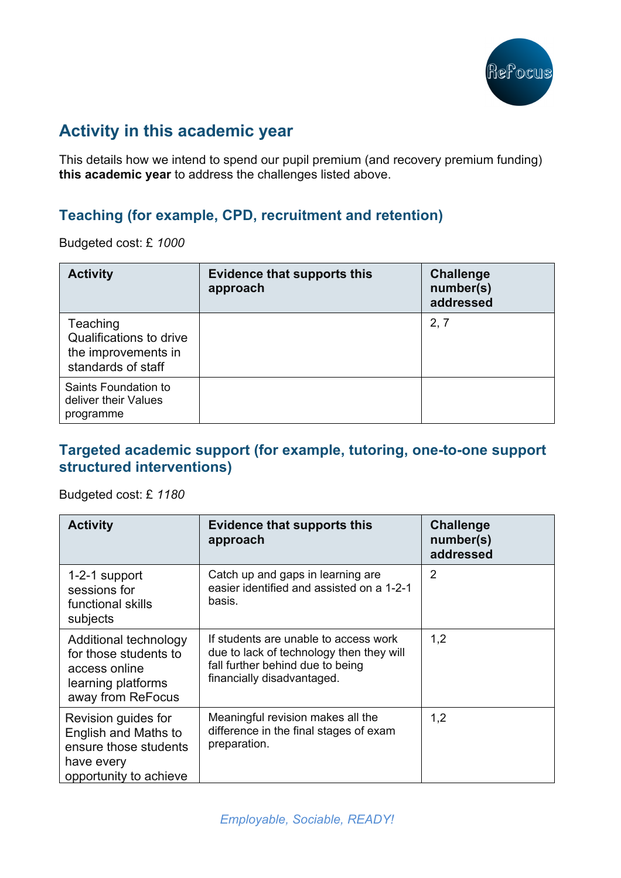## Activity in this academic year

This details how we intend to spend our pupil premium (and recovery premium funding) **this academic year** to address the challenges listed above.

### Teaching (for example, CPD, recruitment and retention)

Budgeted cost: £ *1000*

| Activity | Evidence that supports this approach | Challenge number(s) addressed |
|---|---|---|
| Teaching Qualifications to drive the improvements in standards of staff | | 2, 7 |
| Saints Foundation to deliver their Values programme | | |

### Targeted academic support (for example, tutoring, one-to-one support structured interventions)

Budgeted cost: £ *1180*

| Activity | Evidence that supports this approach | Challenge number(s) addressed |
|---|---|---|
| 1-2-1 support sessions for functional skills subjects | Catch up and gaps in learning are easier identified and assisted on a 1-2-1 basis. | 2 |
| Additional technology for those students to access online learning platforms away from ReFocus | If students are unable to access work due to lack of technology then they will fall further behind due to being financially disadvantaged. | 1,2 |
| Revision guides for English and Maths to ensure those students have every opportunity to achieve | Meaningful revision makes all the difference in the final stages of exam preparation. | 1,2 |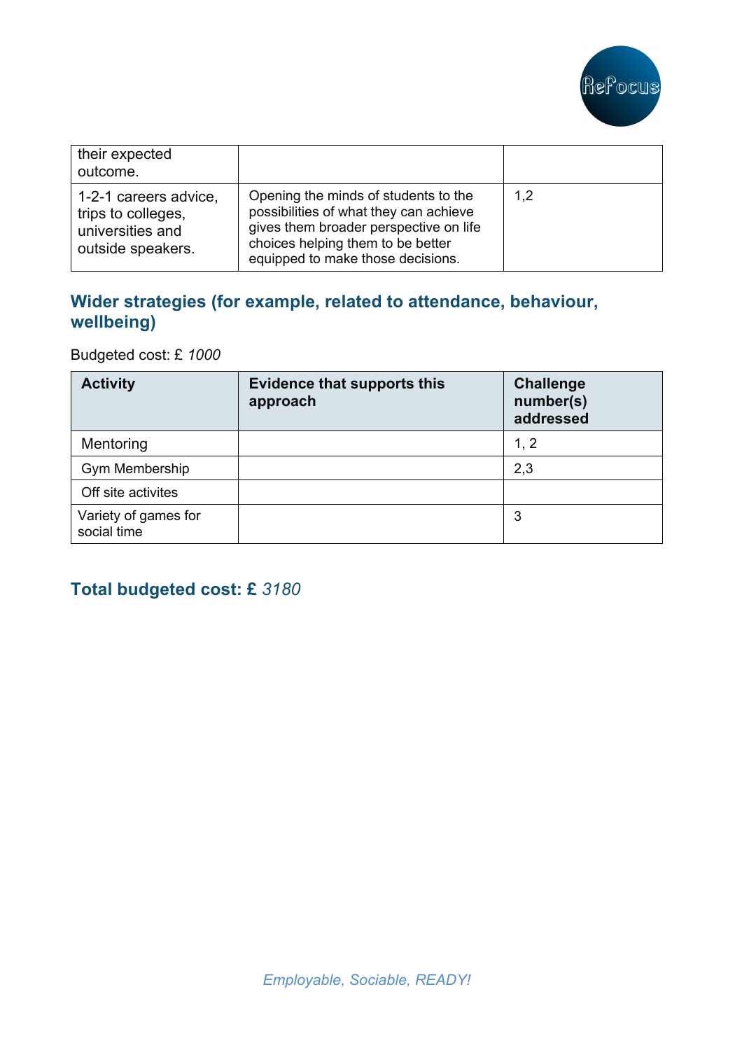| | | |
|---|---|---|
| their expected outcome. | | |
| 1-2-1 careers advice, trips to colleges, universities and outside speakers. | Opening the minds of students to the possibilities of what they can achieve gives them broader perspective on life choices helping them to be better equipped to make those decisions. | 1,2 |

## Wider strategies (for example, related to attendance, behaviour, wellbeing)

Budgeted cost: £ *1000*

| Activity | Evidence that supports this approach | Challenge number(s) addressed |
|---|---|---|
| Mentoring | | 1, 2 |
| Gym Membership | | 2,3 |
| Off site activites | | |
| Variety of games for social time | | 3 |

## Total budgeted cost: £ *3180*

*Employable, Sociable, READY!*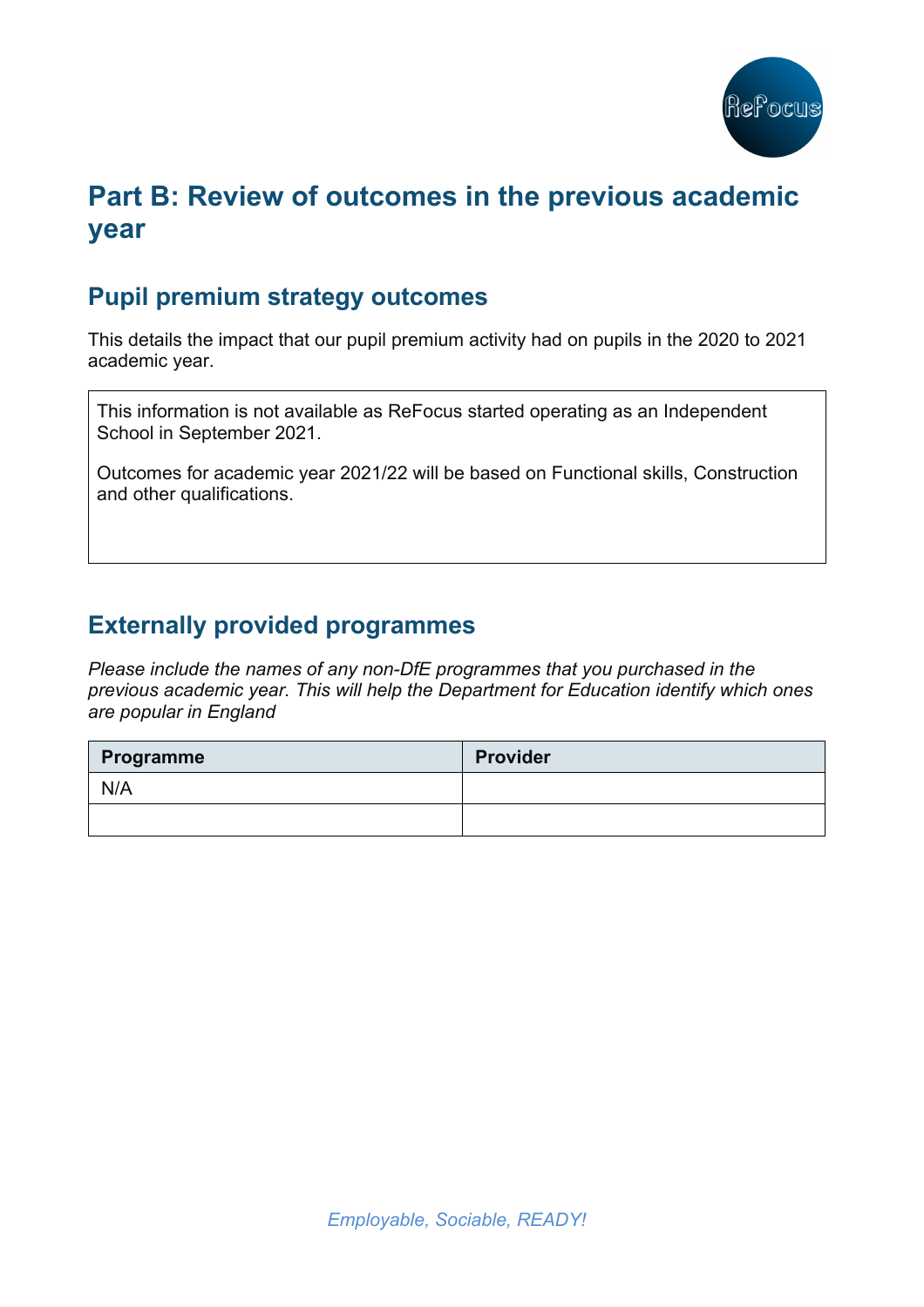# Part B: Review of outcomes in the previous academic year

## Pupil premium strategy outcomes

This details the impact that our pupil premium activity had on pupils in the 2020 to 2021 academic year.

This information is not available as ReFocus started operating as an Independent School in September 2021.

Outcomes for academic year 2021/22 will be based on Functional skills, Construction and other qualifications.

## Externally provided programmes

*Please include the names of any non-DfE programmes that you purchased in the previous academic year. This will help the Department for Education identify which ones are popular in England*

| Programme | Provider |
| --- | --- |
| N/A | |
| | |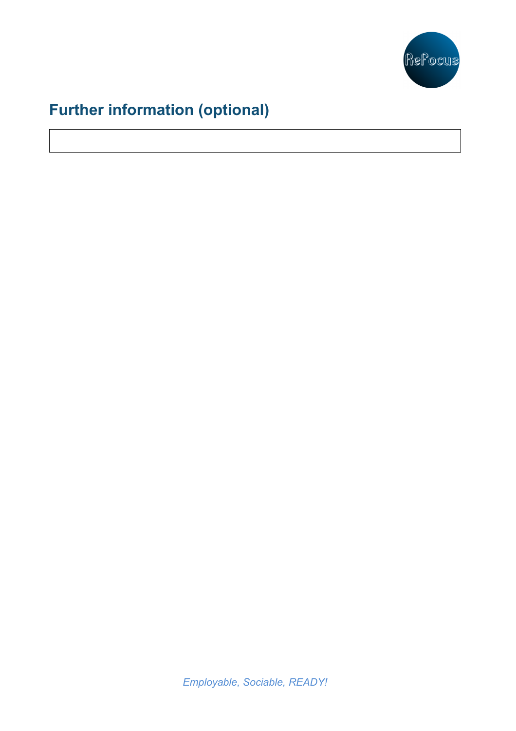## Further information (optional)

| |
|---|
| |